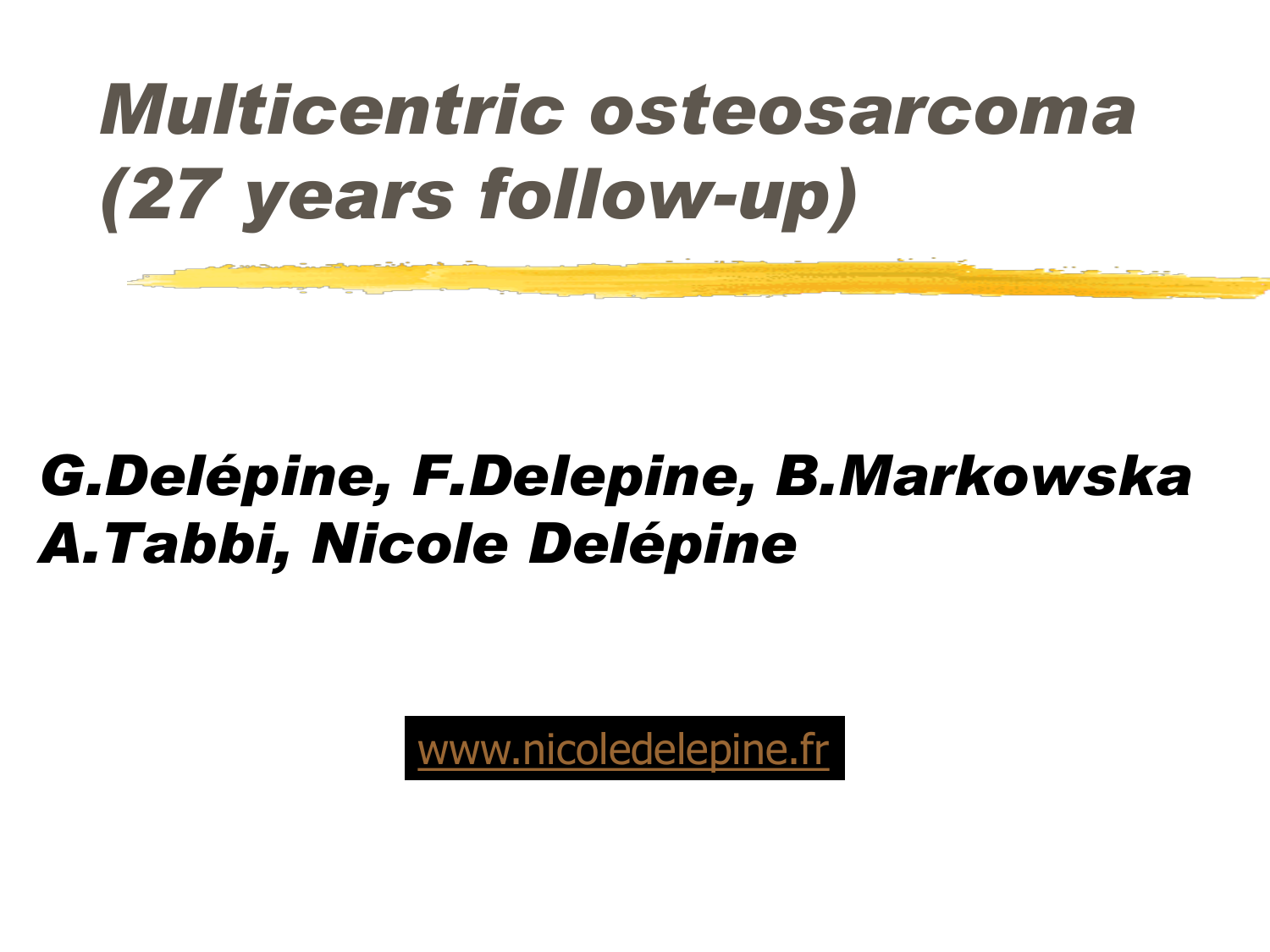# *Multicentric osteosarcoma (27 years follow-up)*

***G.Delépine, F.Delepine, B.Markowska A.Tabbi, Nicole Delépine***

www.nicoledelepine.fr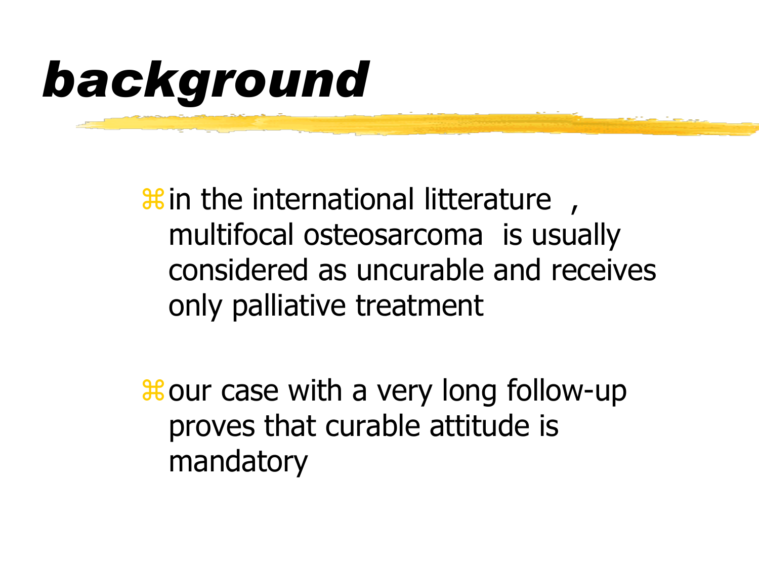# *background*

- in the international litterature , multifocal osteosarcoma is usually considered as uncurable and receives only palliative treatment

- our case with a very long follow-up proves that curable attitude is mandatory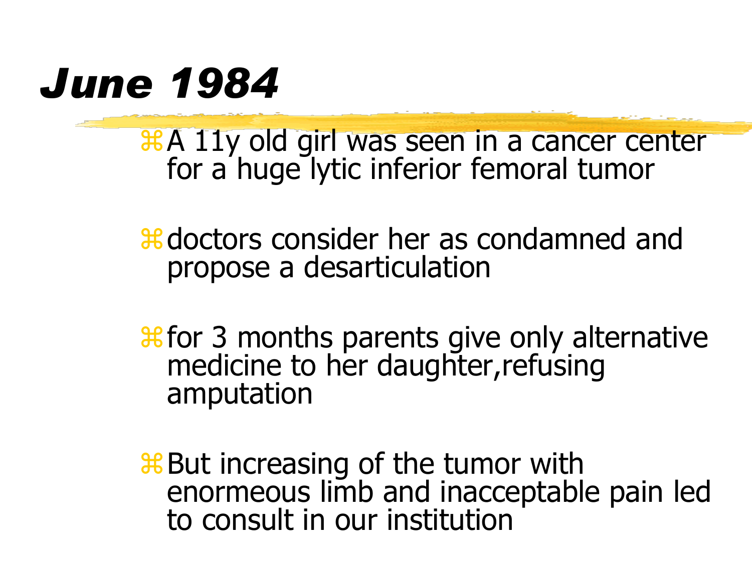# *June 1984*

- A 11y old girl was seen in a cancer center for a huge lytic inferior femoral tumor
- doctors consider her as condamned and propose a desarticulation
- for 3 months parents give only alternative medicine to her daughter,refusing amputation
- But increasing of the tumor with enormeous limb and inacceptable pain led to consult in our institution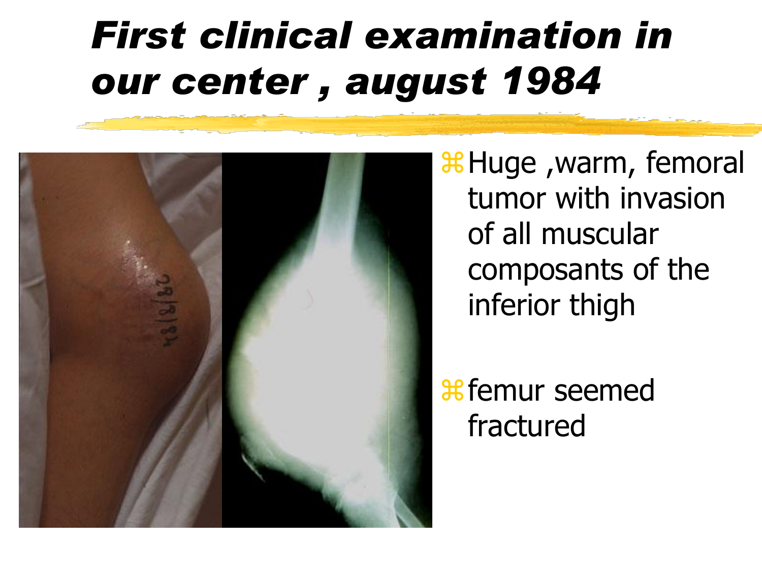# *First clinical examination in our center , august 1984*

- Huge ,warm, femoral tumor with invasion of all muscular composants of the inferior thigh

- femur seemed fractured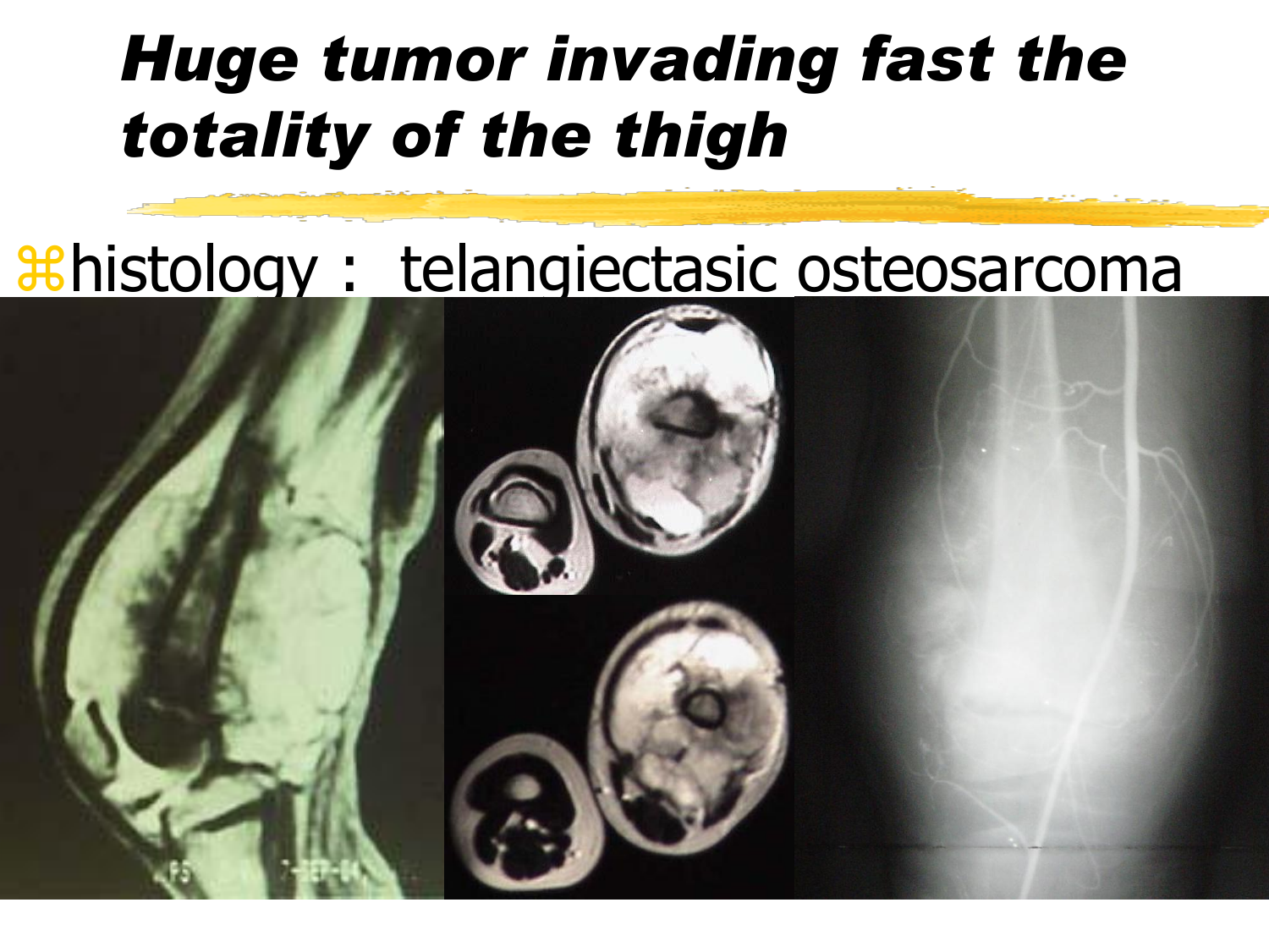# *Huge tumor invading fast the totality of the thigh*

- histology : telangiectasic osteosarcoma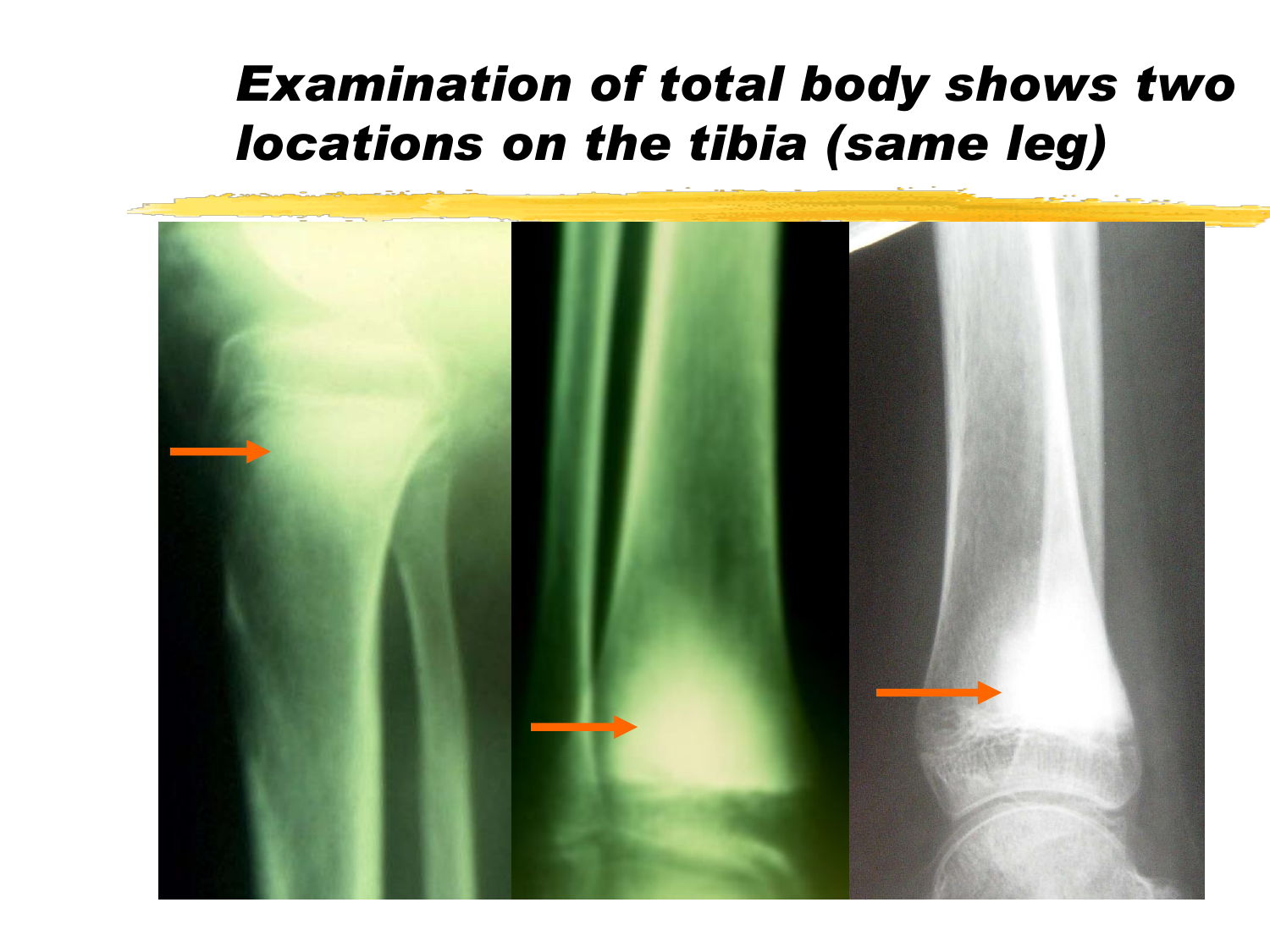# *Examination of total body shows two locations on the tibia (same leg)*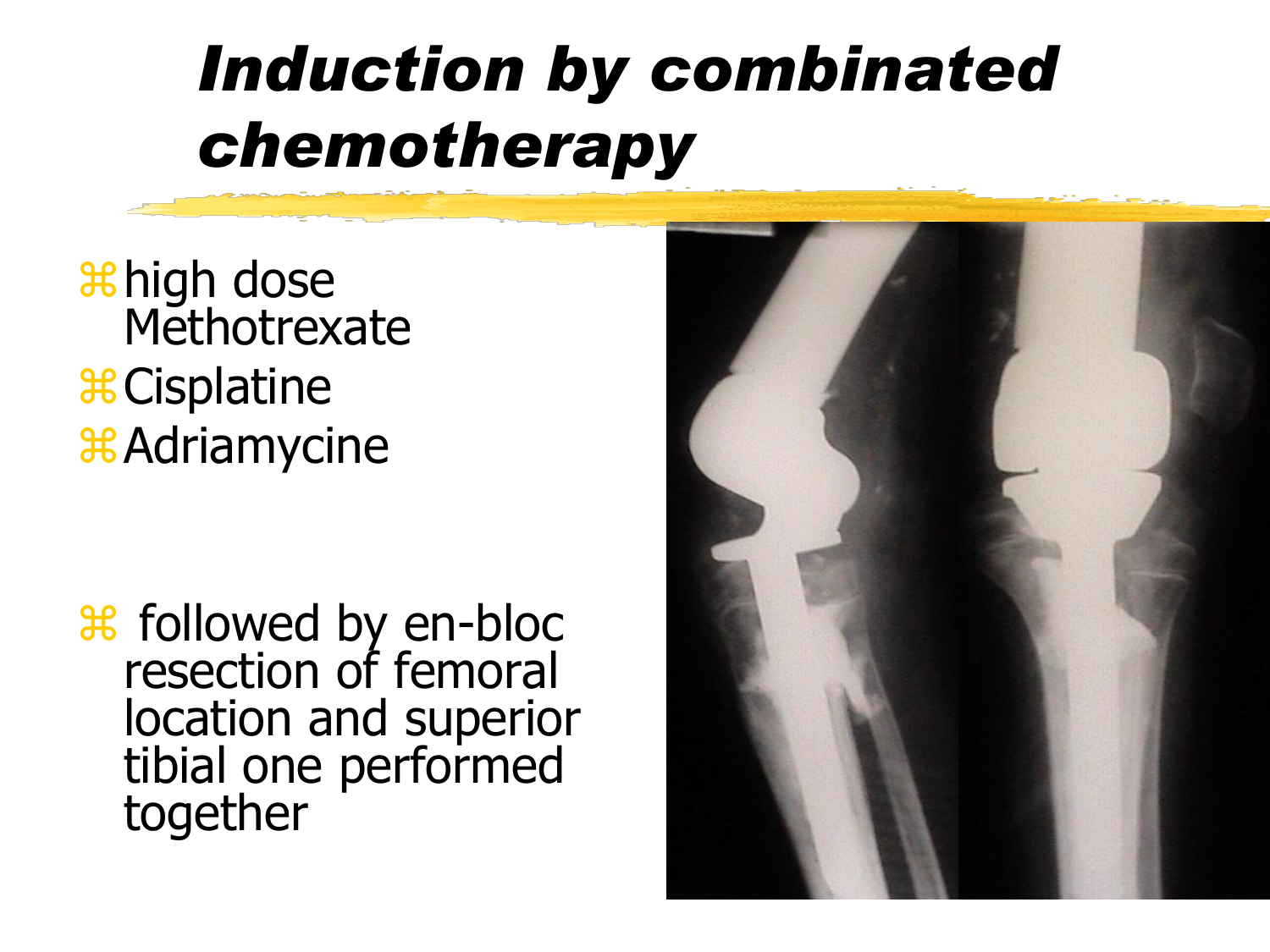# *Induction by combinated chemotherapy*

- high dose Methotrexate
- Cisplatine
- Adriamycine

- followed by en-bloc resection of femoral location and superior tibial one performed together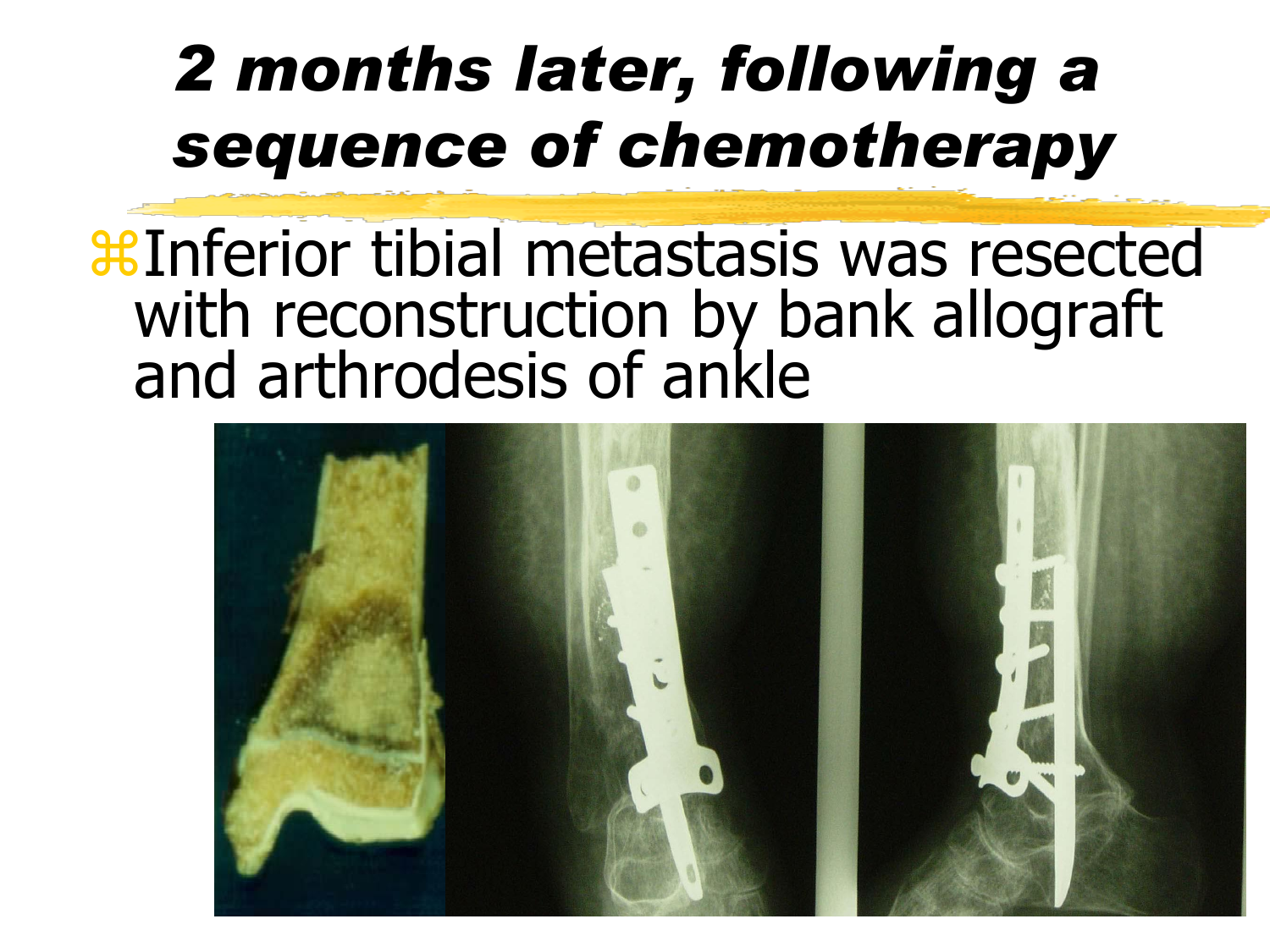# *2 months later, following a sequence of chemotherapy*

- Inferior tibial metastasis was resected with reconstruction by bank allograft and arthrodesis of ankle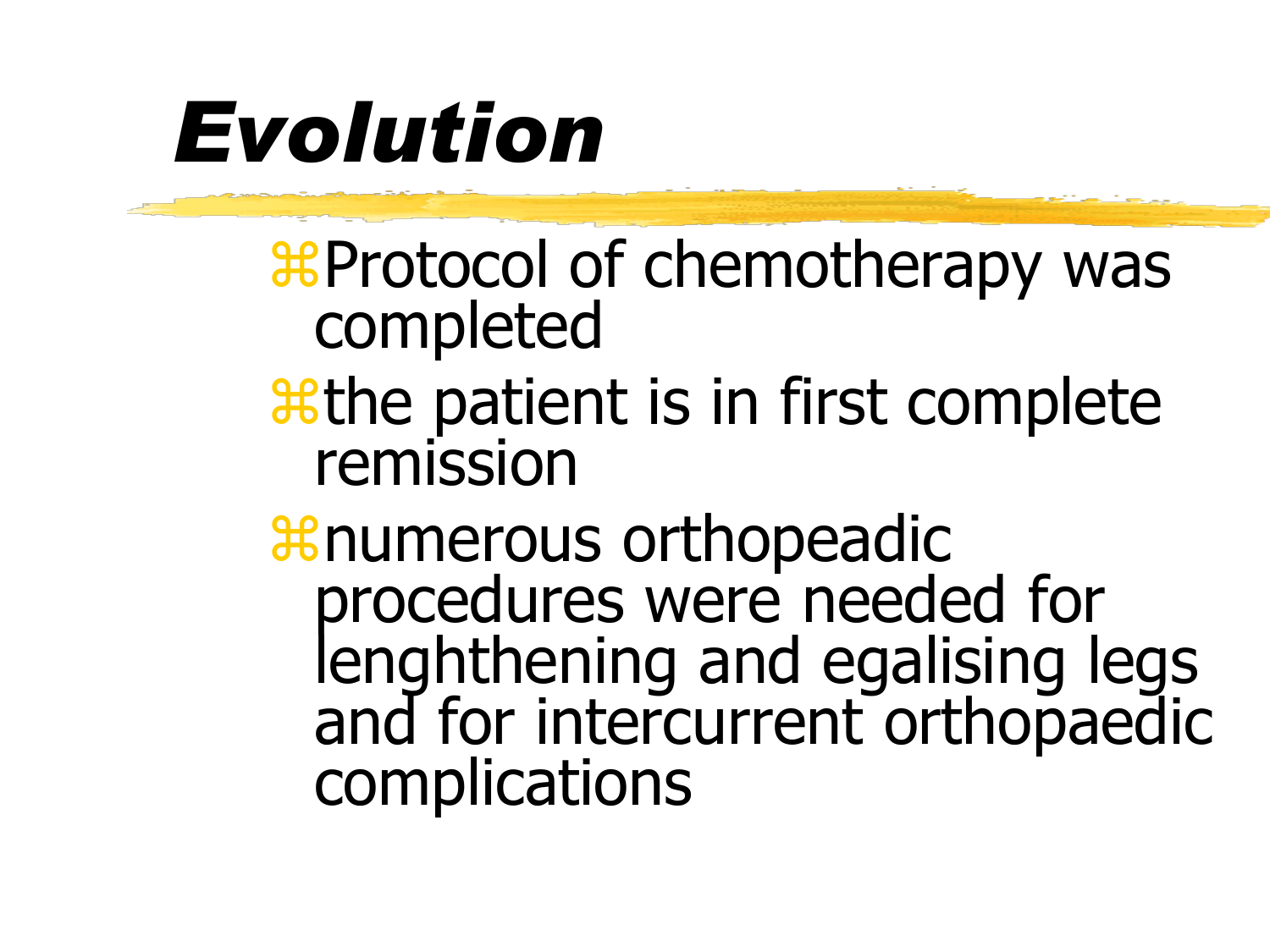# *Evolution*

- Protocol of chemotherapy was completed
- the patient is in first complete remission
- numerous orthopeadic procedures were needed for lenghthening and egalising legs and for intercurrent orthopaedic complications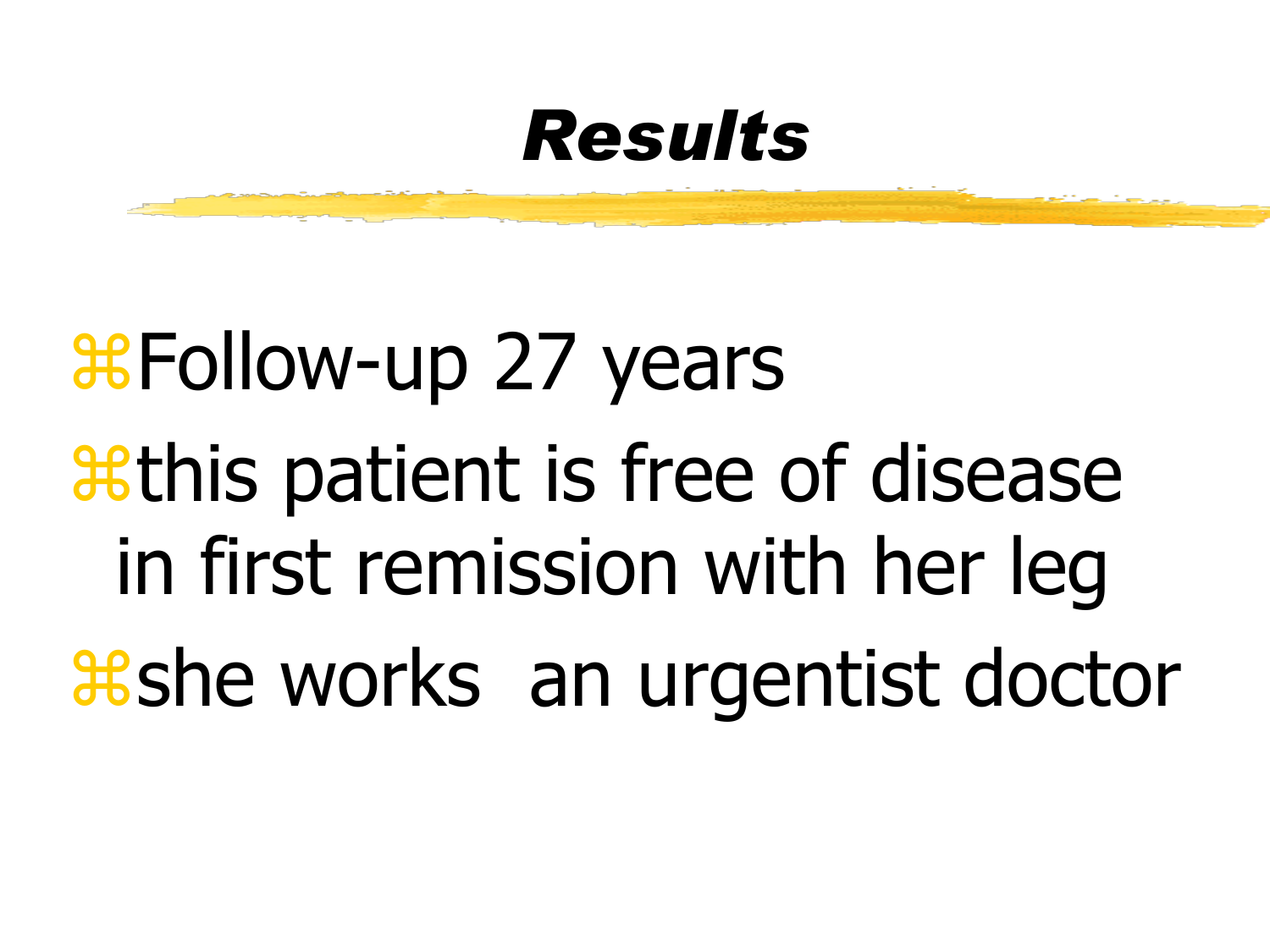# *Results*

- Follow-up 27 years
- this patient is free of disease in first remission with her leg
- she works  an urgentist doctor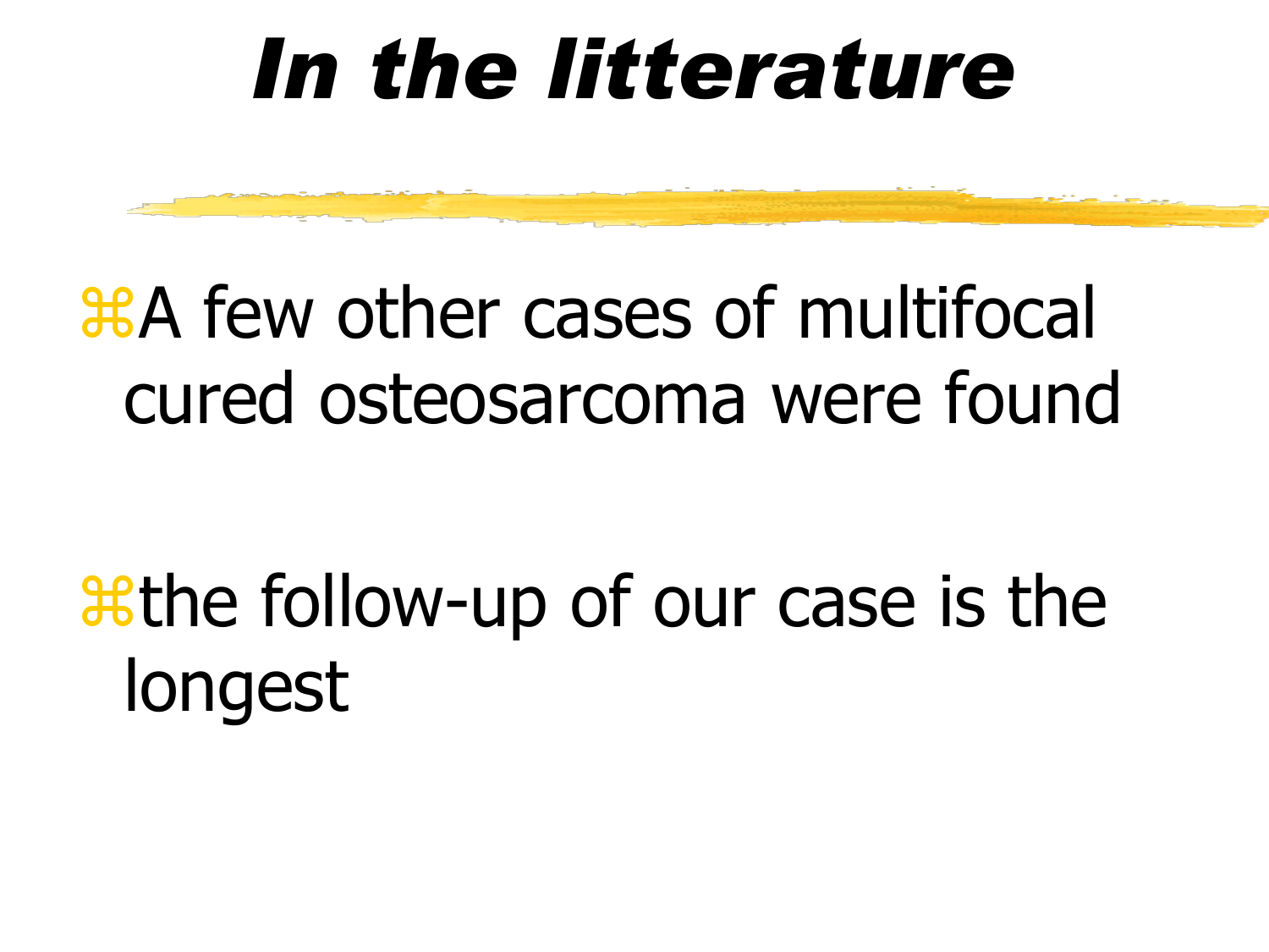# In the litterature

- A few other cases of multifocal cured osteosarcoma were found
- the follow-up of our case is the longest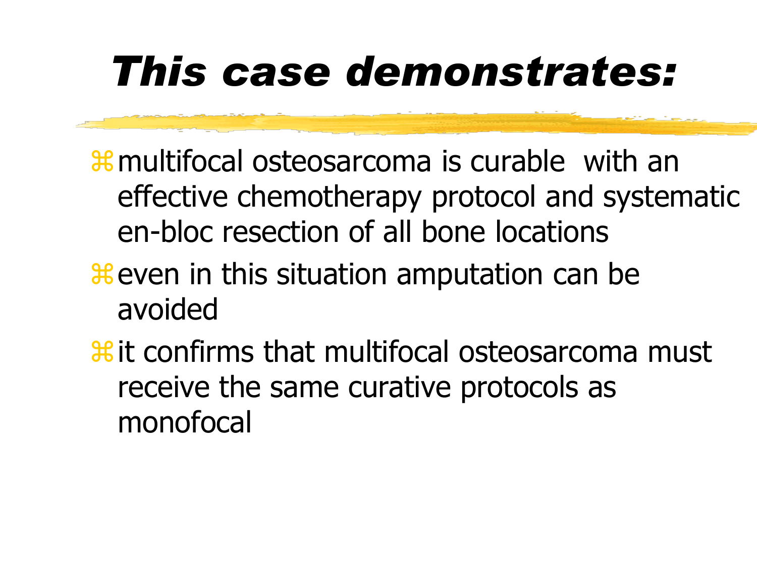# *This case demonstrates:*

- multifocal osteosarcoma is curable  with an effective chemotherapy protocol and systematic en-bloc resection of all bone locations
- even in this situation amputation can be avoided
- it confirms that multifocal osteosarcoma must receive the same curative protocols as monofocal